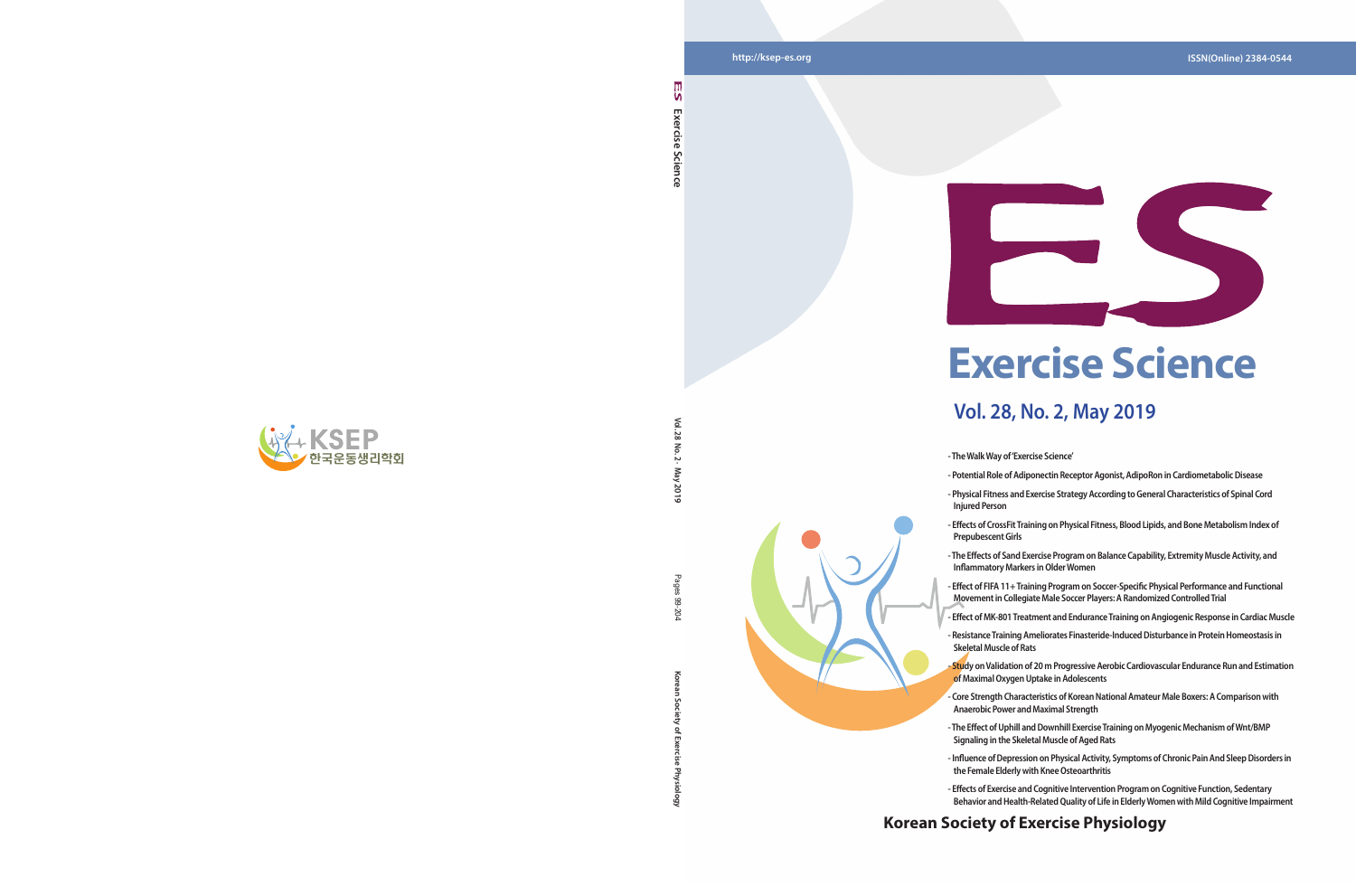http://ksep-es.org

ISSN(Online) 2384-0544

# ES

# Exercise Science

## Vol. 28, No. 2, May 2019

- The Walk Way of 'Exercise Science'
- Potential Role of Adiponectin Receptor Agonist, AdipoRon in Cardiometabolic Disease
- Physical Fitness and Exercise Strategy According to General Characteristics of Spinal Cord Injured Person
- Effects of CrossFit Training on Physical Fitness, Blood Lipids, and Bone Metabolism Index of Prepubescent Girls
- The Effects of Sand Exercise Program on Balance Capability, Extremity Muscle Activity, and Inflammatory Markers in Older Women
- Effect of FIFA 11+ Training Program on Soccer-Specific Physical Performance and Functional Movement in Collegiate Male Soccer Players: A Randomized Controlled Trial
- Effect of MK-801 Treatment and Endurance Training on Angiogenic Response in Cardiac Muscle
- Resistance Training Ameliorates Finasteride-Induced Disturbance in Protein Homeostasis in Skeletal Muscle of Rats
- Study on Validation of 20 m Progressive Aerobic Cardiovascular Endurance Run and Estimation of Maximal Oxygen Uptake in Adolescents
- Core Strength Characteristics of Korean National Amateur Male Boxers: A Comparison with Anaerobic Power and Maximal Strength
- The Effect of Uphill and Downhill Exercise Training on Myogenic Mechanism of Wnt/BMP Signaling in the Skeletal Muscle of Aged Rats
- Influence of Depression on Physical Activity, Symptoms of Chronic Pain And Sleep Disorders in the Female Elderly with Knee Osteoarthritis
- Effects of Exercise and Cognitive Intervention Program on Cognitive Function, Sedentary Behavior and Health-Related Quality of Life in Elderly Women with Mild Cognitive Impairment

**Korean Society of Exercise Physiology**

ES Exercise Science

Vol. 28 No. 2 · May 2019

Pages 99-204

Korean Society of Exercise Physiology

KSEP 한국운동생리학회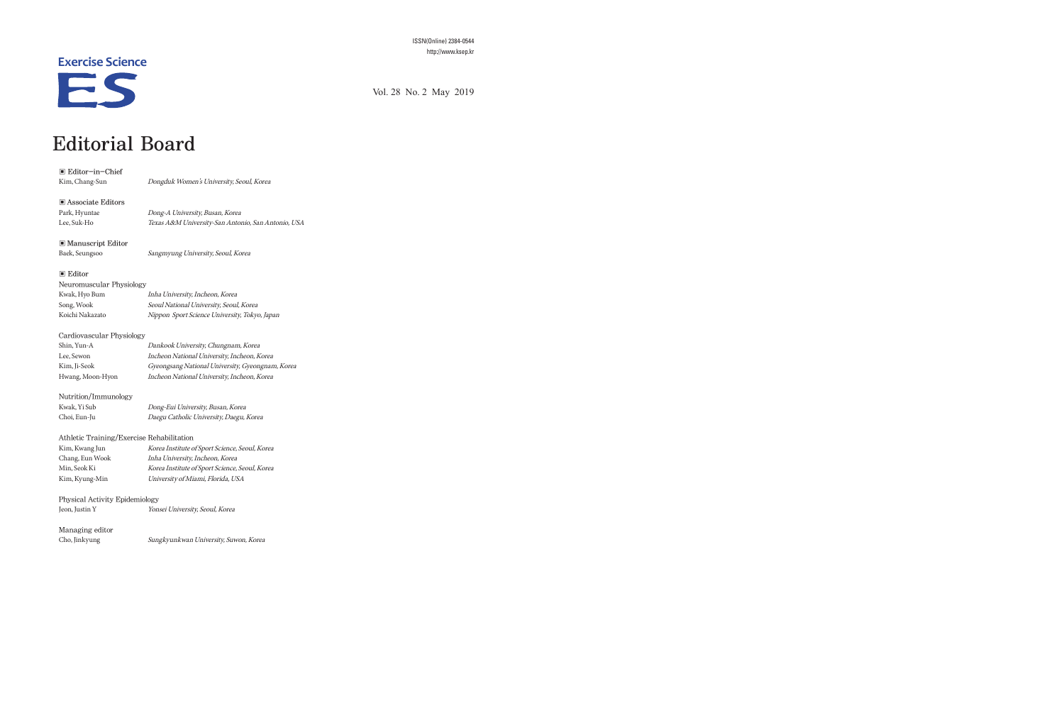ISSN(Online) 2384-0544
http://www.ksep.kr

Exercise Science

ES

Vol. 28 No. 2 May 2019

# Editorial Board

■ Editor−in−Chief

Kim, Chang-Sun — *Dongduk Women's University, Seoul, Korea*

■ Associate Editors

Park, Hyuntae — *Dong-A University, Busan, Korea*
Lee, Suk-Ho — *Texas A&M University-San Antonio, San Antonio, USA*

■ Manuscript Editor

Baek, Seungsoo — *Sangmyung University, Seoul, Korea*

■ Editor

Neuromuscular Physiology

Kwak, Hyo Bum — *Inha University, Incheon, Korea*
Song, Wook — *Seoul National University, Seoul, Korea*
Koichi Nakazato — *Nippon Sport Science University, Tokyo, Japan*

Cardiovascular Physiology

Shin, Yun-A — *Dankook University, Chungnam, Korea*
Lee, Sewon — *Incheon National University, Incheon, Korea*
Kim, Ji-Seok — *Gyeongsang National University, Gyeongnam, Korea*
Hwang, Moon-Hyon — *Incheon National University, Incheon, Korea*

Nutrition/Immunology

Kwak, Yi Sub — *Dong-Eui University, Busan, Korea*
Choi, Eun-Ju — *Daegu Catholic University, Daegu, Korea*

Athletic Training/Exercise Rehabilitation

Kim, Kwang Jun — *Korea Institute of Sport Science, Seoul, Korea*
Chang, Eun Wook — *Inha University, Incheon, Korea*
Min, Seok Ki — *Korea Institute of Sport Science, Seoul, Korea*
Kim, Kyung-Min — *University of Miami, Florida, USA*

Physical Activity Epidemiology

Jeon, Justin Y — *Yonsei University, Seoul, Korea*

Managing editor

Cho, Jinkyung — *Sungkyunkwan University, Suwon, Korea*